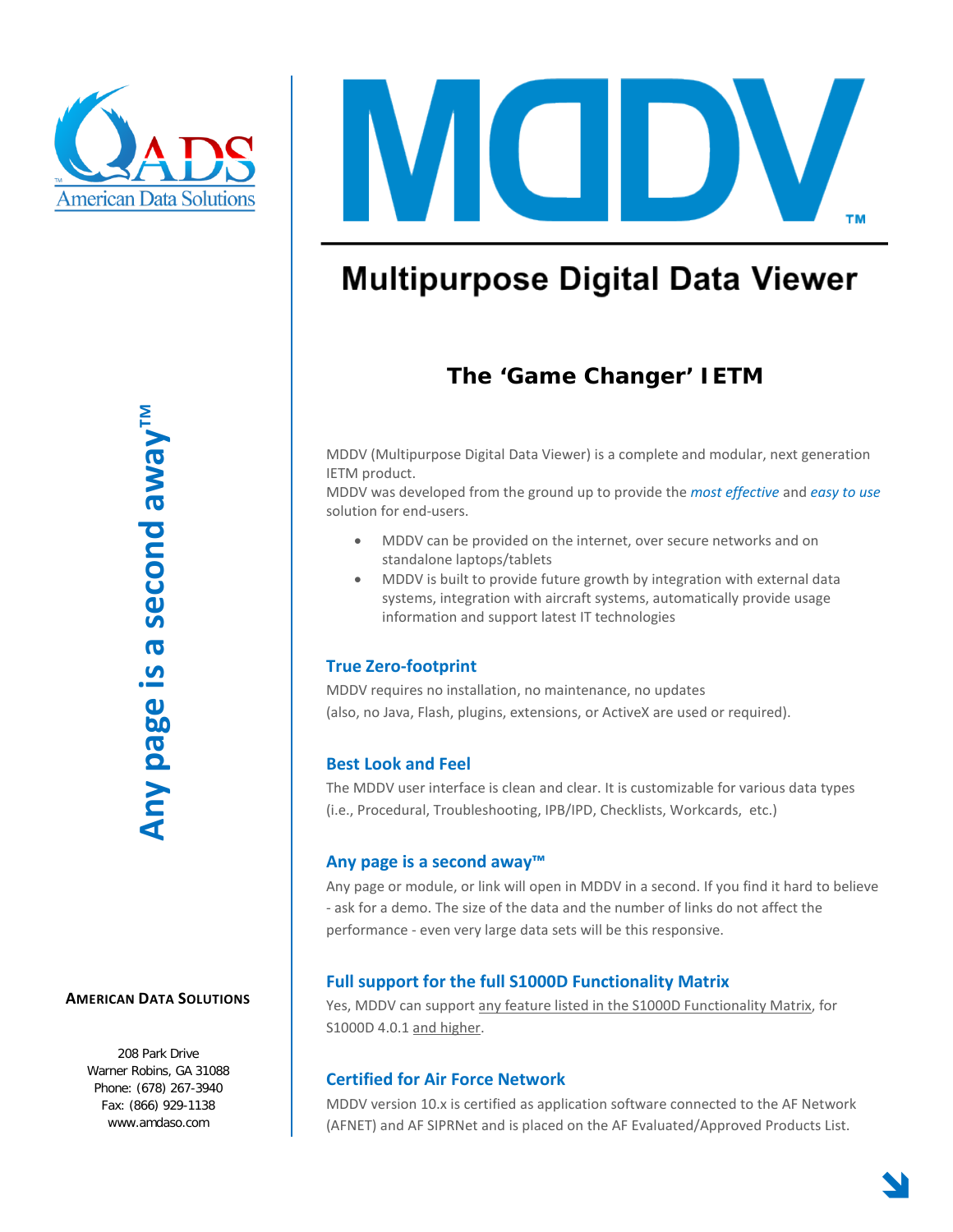# MDDV™

## Multipurpose Digital Data Viewer

### The 'Game Changer' IETM

MDDV (Multipurpose Digital Data Viewer) is a complete and modular, next generation IETM product.
MDDV was developed from the ground up to provide the *most effective* and *easy to use* solution for end-users.

- MDDV can be provided on the internet, over secure networks and on standalone laptops/tablets
- MDDV is built to provide future growth by integration with external data systems, integration with aircraft systems, automatically provide usage information and support latest IT technologies

### True Zero-footprint

MDDV requires no installation, no maintenance, no updates
(also, no Java, Flash, plugins, extensions, or ActiveX are used or required).

### Best Look and Feel

The MDDV user interface is clean and clear. It is customizable for various data types (i.e., Procedural, Troubleshooting, IPB/IPD, Checklists, Workcards, etc.)

### Any page is a second away™

Any page or module, or link will open in MDDV in a second. If you find it hard to believe - ask for a demo. The size of the data and the number of links do not affect the performance - even very large data sets will be this responsive.

### Full support for the full S1000D Functionality Matrix

Yes, MDDV can support any feature listed in the S1000D Functionality Matrix, for S1000D 4.0.1 and higher.

### Certified for Air Force Network

MDDV version 10.x is certified as application software connected to the AF Network (AFNET) and AF SIPRNet and is placed on the AF Evaluated/Approved Products List.

**Any page is a second away™**

**AMERICAN DATA SOLUTIONS**

208 Park Drive
Warner Robins, GA 31088
Phone: (678) 267-3940
Fax: (866) 929-1138
www.amdaso.com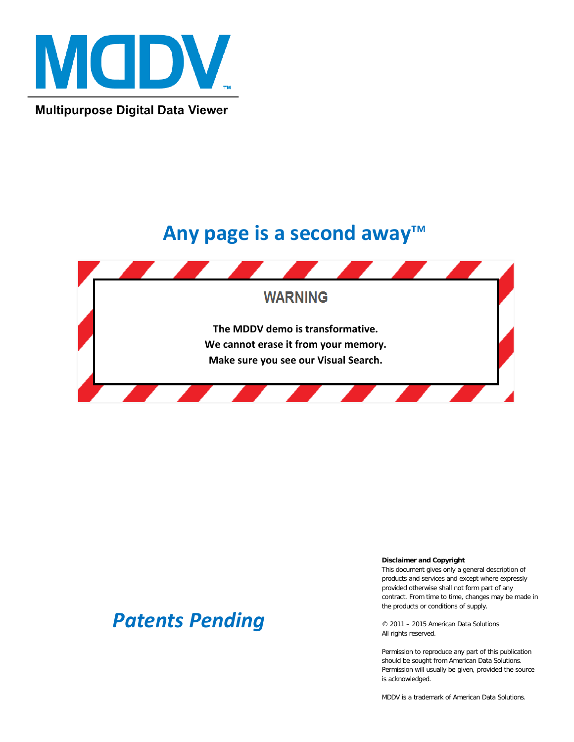# MDDV™

Multipurpose Digital Data Viewer

## Any page is a second away™

**WARNING**

**The MDDV demo is transformative.**
**We cannot erase it from your memory.**
**Make sure you see our Visual Search.**

***Patents Pending***

**Disclaimer and Copyright**

This document gives only a general description of products and services and except where expressly provided otherwise shall not form part of any contract. From time to time, changes may be made in the products or conditions of supply.

© 2011 – 2015 American Data Solutions
All rights reserved.

Permission to reproduce any part of this publication should be sought from American Data Solutions. Permission will usually be given, provided the source is acknowledged.

MDDV is a trademark of American Data Solutions.